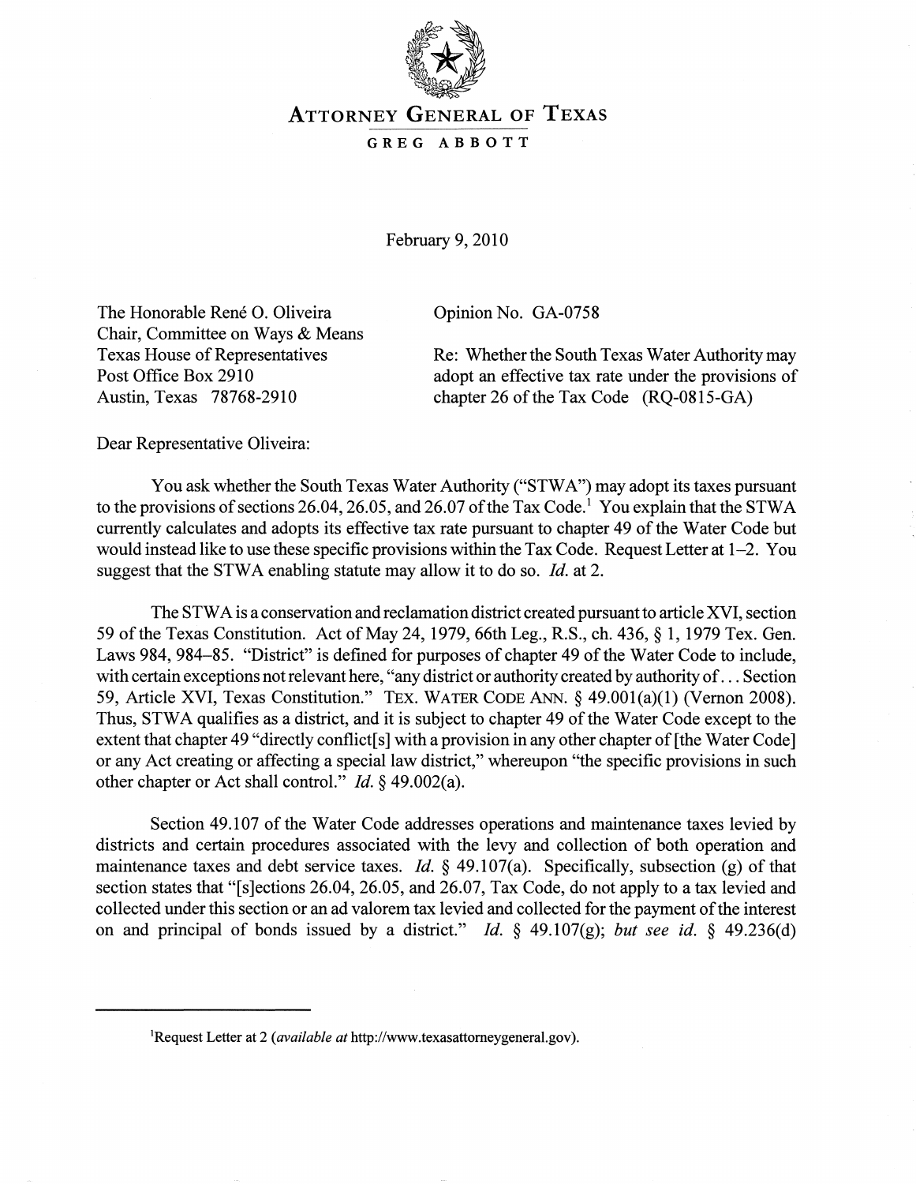# ATTORNEY GENERAL OF TEXAS

GREG ABBOTT

February 9, 2010

The Honorable René O. Oliveira
Chair, Committee on Ways & Means
Texas House of Representatives
Post Office Box 2910
Austin, Texas 78768-2910

Opinion No. GA-0758

Re: Whether the South Texas Water Authority may adopt an effective tax rate under the provisions of chapter 26 of the Tax Code (RQ-0815-GA)

Dear Representative Oliveira:

You ask whether the South Texas Water Authority ("STWA") may adopt its taxes pursuant to the provisions of sections 26.04, 26.05, and 26.07 of the Tax Code.[1] You explain that the STWA currently calculates and adopts its effective tax rate pursuant to chapter 49 of the Water Code but would instead like to use these specific provisions within the Tax Code. Request Letter at 1–2. You suggest that the STWA enabling statute may allow it to do so. *Id.* at 2.

The STWA is a conservation and reclamation district created pursuant to article XVI, section 59 of the Texas Constitution. Act of May 24, 1979, 66th Leg., R.S., ch. 436, § 1, 1979 Tex. Gen. Laws 984, 984–85. "District" is defined for purposes of chapter 49 of the Water Code to include, with certain exceptions not relevant here, "any district or authority created by authority of . . . Section 59, Article XVI, Texas Constitution." TEX. WATER CODE ANN. § 49.001(a)(1) (Vernon 2008). Thus, STWA qualifies as a district, and it is subject to chapter 49 of the Water Code except to the extent that chapter 49 "directly conflict[s] with a provision in any other chapter of [the Water Code] or any Act creating or affecting a special law district," whereupon "the specific provisions in such other chapter or Act shall control." *Id.* § 49.002(a).

Section 49.107 of the Water Code addresses operations and maintenance taxes levied by districts and certain procedures associated with the levy and collection of both operation and maintenance taxes and debt service taxes. *Id.* § 49.107(a). Specifically, subsection (g) of that section states that "[s]ections 26.04, 26.05, and 26.07, Tax Code, do not apply to a tax levied and collected under this section or an ad valorem tax levied and collected for the payment of the interest on and principal of bonds issued by a district." *Id.* § 49.107(g); *but see id.* § 49.236(d)

[1]Request Letter at 2 (*available at* http://www.texasattorneygeneral.gov).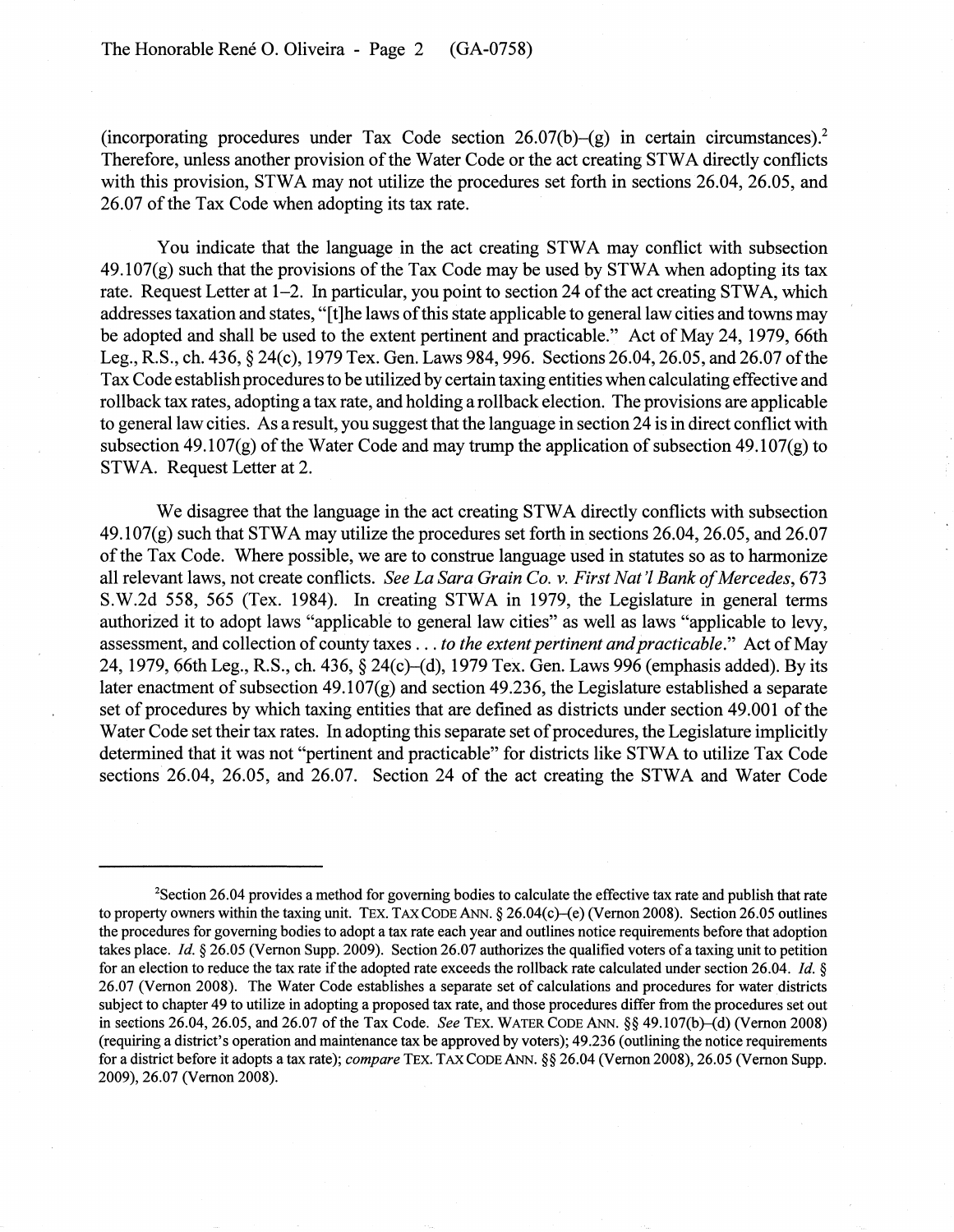(incorporating procedures under Tax Code section 26.07(b)–(g) in certain circumstances).[2] Therefore, unless another provision of the Water Code or the act creating STWA directly conflicts with this provision, STWA may not utilize the procedures set forth in sections 26.04, 26.05, and 26.07 of the Tax Code when adopting its tax rate.

You indicate that the language in the act creating STWA may conflict with subsection 49.107(g) such that the provisions of the Tax Code may be used by STWA when adopting its tax rate. Request Letter at 1–2. In particular, you point to section 24 of the act creating STWA, which addresses taxation and states, "[t]he laws of this state applicable to general law cities and towns may be adopted and shall be used to the extent pertinent and practicable." Act of May 24, 1979, 66th Leg., R.S., ch. 436, § 24(c), 1979 Tex. Gen. Laws 984, 996. Sections 26.04, 26.05, and 26.07 of the Tax Code establish procedures to be utilized by certain taxing entities when calculating effective and rollback tax rates, adopting a tax rate, and holding a rollback election. The provisions are applicable to general law cities. As a result, you suggest that the language in section 24 is in direct conflict with subsection 49.107(g) of the Water Code and may trump the application of subsection 49.107(g) to STWA. Request Letter at 2.

We disagree that the language in the act creating STWA directly conflicts with subsection 49.107(g) such that STWA may utilize the procedures set forth in sections 26.04, 26.05, and 26.07 of the Tax Code. Where possible, we are to construe language used in statutes so as to harmonize all relevant laws, not create conflicts. *See La Sara Grain Co. v. First Nat'l Bank of Mercedes*, 673 S.W.2d 558, 565 (Tex. 1984). In creating STWA in 1979, the Legislature in general terms authorized it to adopt laws "applicable to general law cities" as well as laws "applicable to levy, assessment, and collection of county taxes . . . *to the extent pertinent and practicable*." Act of May 24, 1979, 66th Leg., R.S., ch. 436, § 24(c)–(d), 1979 Tex. Gen. Laws 996 (emphasis added). By its later enactment of subsection 49.107(g) and section 49.236, the Legislature established a separate set of procedures by which taxing entities that are defined as districts under section 49.001 of the Water Code set their tax rates. In adopting this separate set of procedures, the Legislature implicitly determined that it was not "pertinent and practicable" for districts like STWA to utilize Tax Code sections 26.04, 26.05, and 26.07. Section 24 of the act creating the STWA and Water Code

---

[2]Section 26.04 provides a method for governing bodies to calculate the effective tax rate and publish that rate to property owners within the taxing unit. TEX. TAX CODE ANN. § 26.04(c)–(e) (Vernon 2008). Section 26.05 outlines the procedures for governing bodies to adopt a tax rate each year and outlines notice requirements before that adoption takes place. *Id.* § 26.05 (Vernon Supp. 2009). Section 26.07 authorizes the qualified voters of a taxing unit to petition for an election to reduce the tax rate if the adopted rate exceeds the rollback rate calculated under section 26.04. *Id.* § 26.07 (Vernon 2008). The Water Code establishes a separate set of calculations and procedures for water districts subject to chapter 49 to utilize in adopting a proposed tax rate, and those procedures differ from the procedures set out in sections 26.04, 26.05, and 26.07 of the Tax Code. *See* TEX. WATER CODE ANN. §§ 49.107(b)–(d) (Vernon 2008) (requiring a district's operation and maintenance tax be approved by voters); 49.236 (outlining the notice requirements for a district before it adopts a tax rate); *compare* TEX. TAX CODE ANN. §§ 26.04 (Vernon 2008), 26.05 (Vernon Supp. 2009), 26.07 (Vernon 2008).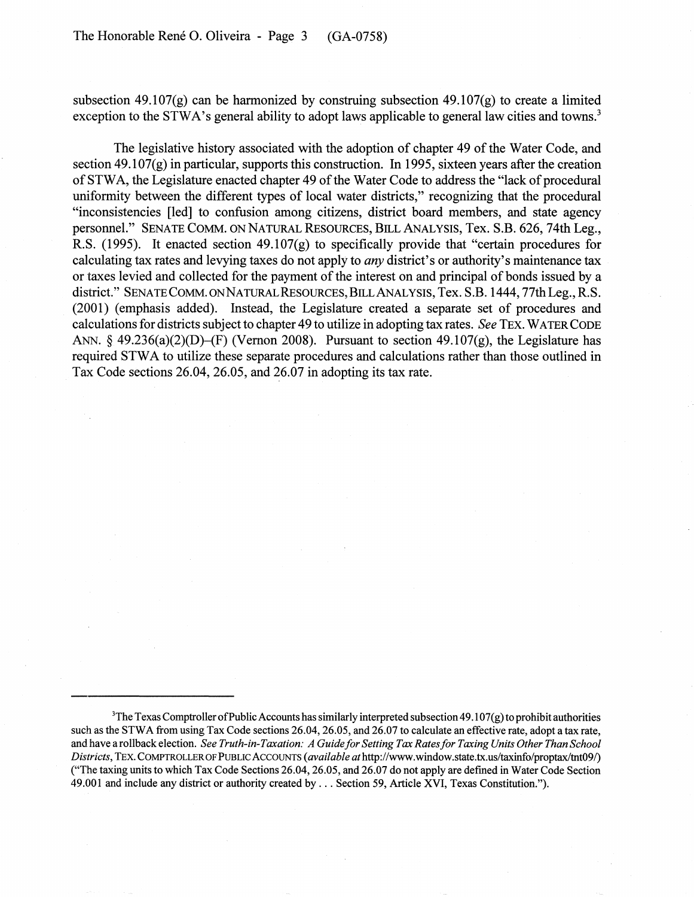subsection 49.107(g) can be harmonized by construing subsection 49.107(g) to create a limited exception to the STWA's general ability to adopt laws applicable to general law cities and towns.[3]

The legislative history associated with the adoption of chapter 49 of the Water Code, and section 49.107(g) in particular, supports this construction. In 1995, sixteen years after the creation of STWA, the Legislature enacted chapter 49 of the Water Code to address the "lack of procedural uniformity between the different types of local water districts," recognizing that the procedural "inconsistencies [led] to confusion among citizens, district board members, and state agency personnel." SENATE COMM. ON NATURAL RESOURCES, BILL ANALYSIS, Tex. S.B. 626, 74th Leg., R.S. (1995). It enacted section 49.107(g) to specifically provide that "certain procedures for calculating tax rates and levying taxes do not apply to *any* district's or authority's maintenance tax or taxes levied and collected for the payment of the interest on and principal of bonds issued by a district." SENATE COMM. ON NATURAL RESOURCES, BILL ANALYSIS, Tex. S.B. 1444, 77th Leg., R.S. (2001) (emphasis added). Instead, the Legislature created a separate set of procedures and calculations for districts subject to chapter 49 to utilize in adopting tax rates. *See* TEX. WATER CODE ANN. § 49.236(a)(2)(D)–(F) (Vernon 2008). Pursuant to section 49.107(g), the Legislature has required STWA to utilize these separate procedures and calculations rather than those outlined in Tax Code sections 26.04, 26.05, and 26.07 in adopting its tax rate.

---

[3]The Texas Comptroller of Public Accounts has similarly interpreted subsection 49.107(g) to prohibit authorities such as the STWA from using Tax Code sections 26.04, 26.05, and 26.07 to calculate an effective rate, adopt a tax rate, and have a rollback election. *See Truth-in-Taxation: A Guide for Setting Tax Rates for Taxing Units Other Than School Districts*, TEX. COMPTROLLER OF PUBLIC ACCOUNTS (*available at* http://www.window.state.tx.us/taxinfo/proptax/tnt09/) ("The taxing units to which Tax Code Sections 26.04, 26.05, and 26.07 do not apply are defined in Water Code Section 49.001 and include any district or authority created by . . . Section 59, Article XVI, Texas Constitution.").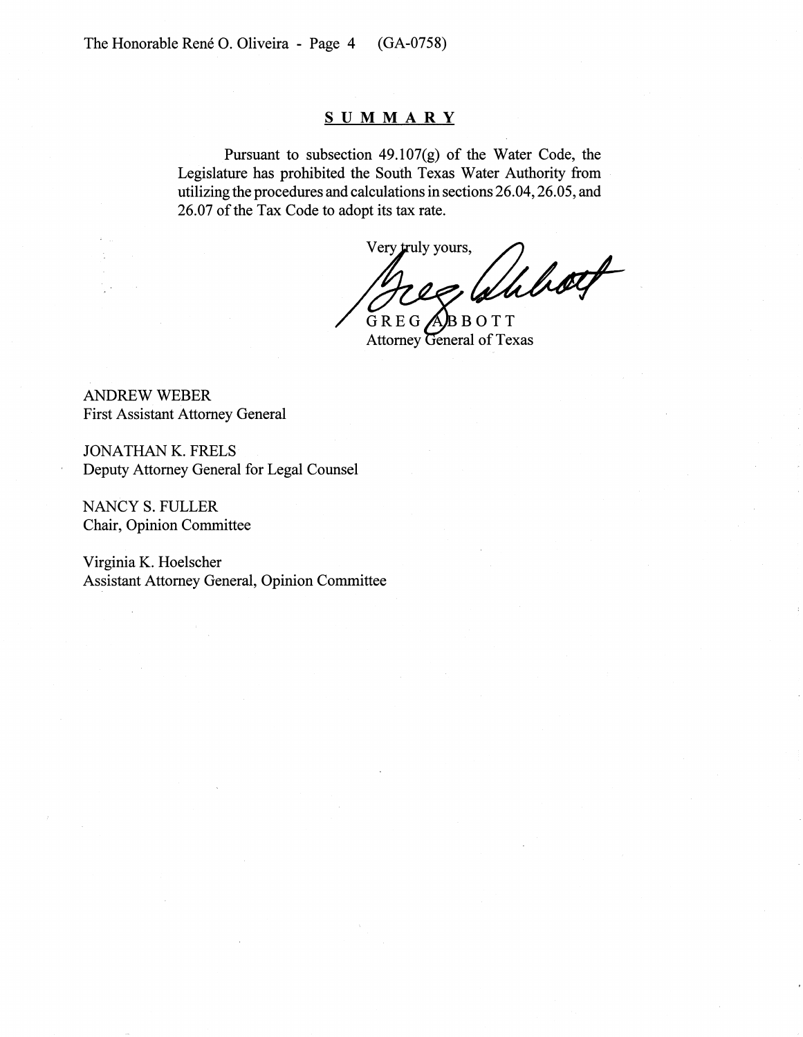## SUMMARY

Pursuant to subsection 49.107(g) of the Water Code, the Legislature has prohibited the South Texas Water Authority from utilizing the procedures and calculations in sections 26.04, 26.05, and 26.07 of the Tax Code to adopt its tax rate.

Very truly yours,

GREG ABBOTT
Attorney General of Texas

ANDREW WEBER
First Assistant Attorney General

JONATHAN K. FRELS
Deputy Attorney General for Legal Counsel

NANCY S. FULLER
Chair, Opinion Committee

Virginia K. Hoelscher
Assistant Attorney General, Opinion Committee